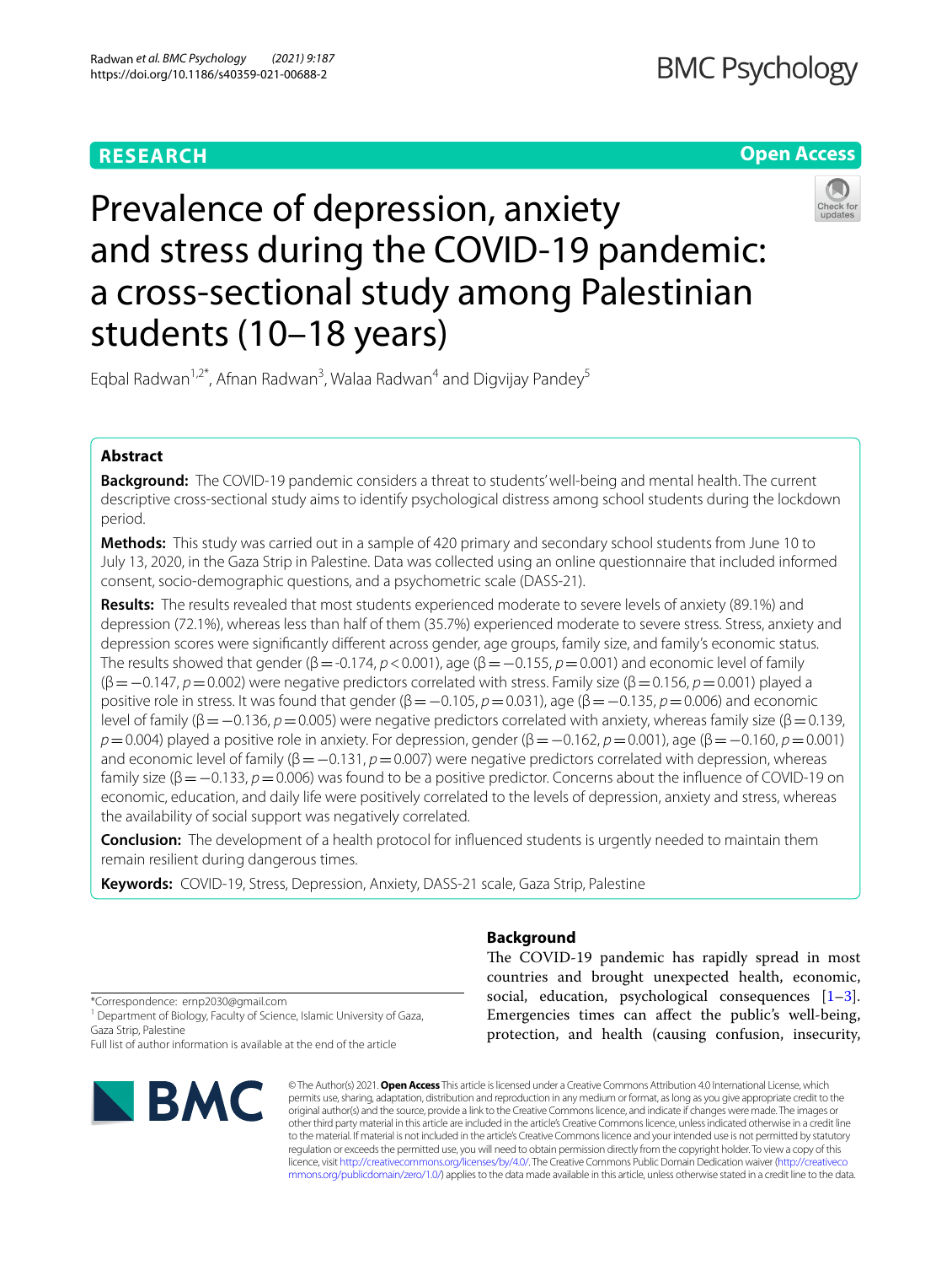RESEARCH

Open Access

# Prevalence of depression, anxiety and stress during the COVID-19 pandemic: a cross-sectional study among Palestinian students (10–18 years)

Eqbal Radwan[1,2*], Afnan Radwan[3], Walaa Radwan[4] and Digvijay Pandey[5]

## Abstract

**Background:** The COVID-19 pandemic considers a threat to students' well-being and mental health. The current descriptive cross-sectional study aims to identify psychological distress among school students during the lockdown period.

**Methods:** This study was carried out in a sample of 420 primary and secondary school students from June 10 to July 13, 2020, in the Gaza Strip in Palestine. Data was collected using an online questionnaire that included informed consent, socio-demographic questions, and a psychometric scale (DASS-21).

**Results:** The results revealed that most students experienced moderate to severe levels of anxiety (89.1%) and depression (72.1%), whereas less than half of them (35.7%) experienced moderate to severe stress. Stress, anxiety and depression scores were significantly different across gender, age groups, family size, and family's economic status. The results showed that gender ($\beta = -0.174$, $p < 0.001$), age ($\beta = -0.155$, $p = 0.001$) and economic level of family ($\beta = -0.147$, $p = 0.002$) were negative predictors correlated with stress. Family size ($\beta = 0.156$, $p = 0.001$) played a positive role in stress. It was found that gender ($\beta = -0.105$, $p = 0.031$), age ($\beta = -0.135$, $p = 0.006$) and economic level of family ($\beta = -0.136$, $p = 0.005$) were negative predictors correlated with anxiety, whereas family size ($\beta = 0.139$, $p = 0.004$) played a positive role in anxiety. For depression, gender ($\beta = -0.162$, $p = 0.001$), age ($\beta = -0.160$, $p = 0.001$) and economic level of family ($\beta = -0.131$, $p = 0.007$) were negative predictors correlated with depression, whereas family size ($\beta = -0.133$, $p = 0.006$) was found to be a positive predictor. Concerns about the influence of COVID-19 on economic, education, and daily life were positively correlated to the levels of depression, anxiety and stress, whereas the availability of social support was negatively correlated.

**Conclusion:** The development of a health protocol for influenced students is urgently needed to maintain them remain resilient during dangerous times.

**Keywords:** COVID-19, Stress, Depression, Anxiety, DASS-21 scale, Gaza Strip, Palestine

## Background

The COVID-19 pandemic has rapidly spread in most countries and brought unexpected health, economic, social, education, psychological consequences [1–3]. Emergencies times can affect the public's well-being, protection, and health (causing confusion, insecurity,

*Correspondence: ernp2030@gmail.com
[1] Department of Biology, Faculty of Science, Islamic University of Gaza, Gaza Strip, Palestine
Full list of author information is available at the end of the article

© The Author(s) 2021. **Open Access** This article is licensed under a Creative Commons Attribution 4.0 International License, which permits use, sharing, adaptation, distribution and reproduction in any medium or format, as long as you give appropriate credit to the original author(s) and the source, provide a link to the Creative Commons licence, and indicate if changes were made. The images or other third party material in this article are included in the article's Creative Commons licence, unless indicated otherwise in a credit line to the material. If material is not included in the article's Creative Commons licence and your intended use is not permitted by statutory regulation or exceeds the permitted use, you will need to obtain permission directly from the copyright holder. To view a copy of this licence, visit http://creativecommons.org/licenses/by/4.0/. The Creative Commons Public Domain Dedication waiver (http://creativecommons.org/publicdomain/zero/1.0/) applies to the data made available in this article, unless otherwise stated in a credit line to the data.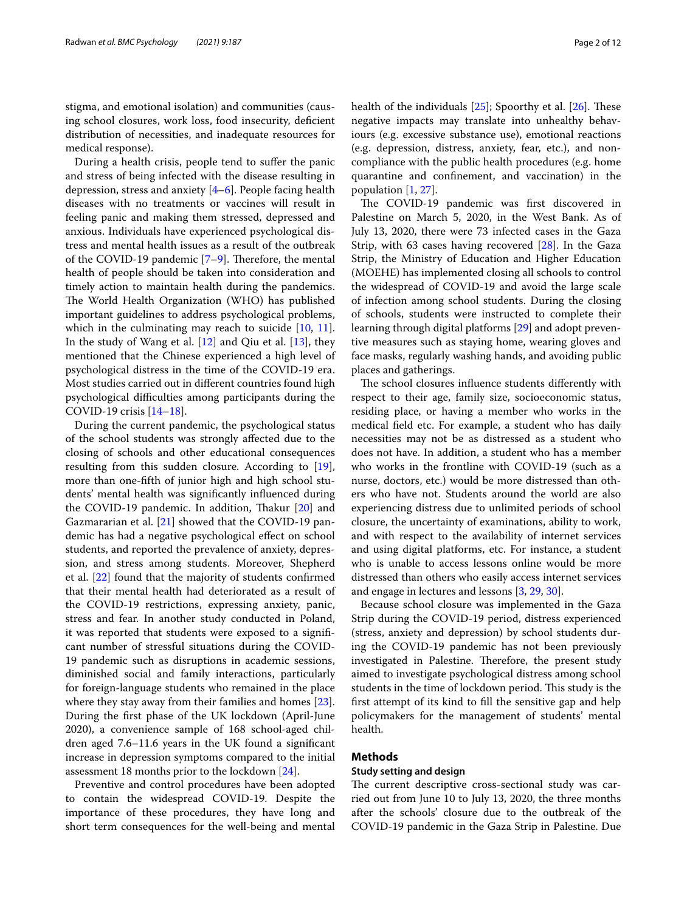stigma, and emotional isolation) and communities (causing school closures, work loss, food insecurity, deficient distribution of necessities, and inadequate resources for medical response).

During a health crisis, people tend to suffer the panic and stress of being infected with the disease resulting in depression, stress and anxiety [4–6]. People facing health diseases with no treatments or vaccines will result in feeling panic and making them stressed, depressed and anxious. Individuals have experienced psychological distress and mental health issues as a result of the outbreak of the COVID-19 pandemic [7–9]. Therefore, the mental health of people should be taken into consideration and timely action to maintain health during the pandemics. The World Health Organization (WHO) has published important guidelines to address psychological problems, which in the culminating may reach to suicide [10, 11]. In the study of Wang et al. [12] and Qiu et al. [13], they mentioned that the Chinese experienced a high level of psychological distress in the time of the COVID-19 era. Most studies carried out in different countries found high psychological difficulties among participants during the COVID-19 crisis [14–18].

During the current pandemic, the psychological status of the school students was strongly affected due to the closing of schools and other educational consequences resulting from this sudden closure. According to [19], more than one-fifth of junior high and high school students' mental health was significantly influenced during the COVID-19 pandemic. In addition, Thakur [20] and Gazmararian et al. [21] showed that the COVID-19 pandemic has had a negative psychological effect on school students, and reported the prevalence of anxiety, depression, and stress among students. Moreover, Shepherd et al. [22] found that the majority of students confirmed that their mental health had deteriorated as a result of the COVID-19 restrictions, expressing anxiety, panic, stress and fear. In another study conducted in Poland, it was reported that students were exposed to a significant number of stressful situations during the COVID-19 pandemic such as disruptions in academic sessions, diminished social and family interactions, particularly for foreign-language students who remained in the place where they stay away from their families and homes [23]. During the first phase of the UK lockdown (April-June 2020), a convenience sample of 168 school-aged children aged 7.6–11.6 years in the UK found a significant increase in depression symptoms compared to the initial assessment 18 months prior to the lockdown [24].

Preventive and control procedures have been adopted to contain the widespread COVID-19. Despite the importance of these procedures, they have long and short term consequences for the well-being and mental health of the individuals [25]; Spoorthy et al. [26]. These negative impacts may translate into unhealthy behaviours (e.g. excessive substance use), emotional reactions (e.g. depression, distress, anxiety, fear, etc.), and noncompliance with the public health procedures (e.g. home quarantine and confinement, and vaccination) in the population [1, 27].

The COVID-19 pandemic was first discovered in Palestine on March 5, 2020, in the West Bank. As of July 13, 2020, there were 73 infected cases in the Gaza Strip, with 63 cases having recovered [28]. In the Gaza Strip, the Ministry of Education and Higher Education (MOEHE) has implemented closing all schools to control the widespread of COVID-19 and avoid the large scale of infection among school students. During the closing of schools, students were instructed to complete their learning through digital platforms [29] and adopt preventive measures such as staying home, wearing gloves and face masks, regularly washing hands, and avoiding public places and gatherings.

The school closures influence students differently with respect to their age, family size, socioeconomic status, residing place, or having a member who works in the medical field etc. For example, a student who has daily necessities may not be as distressed as a student who does not have. In addition, a student who has a member who works in the frontline with COVID-19 (such as a nurse, doctors, etc.) would be more distressed than others who have not. Students around the world are also experiencing distress due to unlimited periods of school closure, the uncertainty of examinations, ability to work, and with respect to the availability of internet services and using digital platforms, etc. For instance, a student who is unable to access lessons online would be more distressed than others who easily access internet services and engage in lectures and lessons [3, 29, 30].

Because school closure was implemented in the Gaza Strip during the COVID-19 period, distress experienced (stress, anxiety and depression) by school students during the COVID-19 pandemic has not been previously investigated in Palestine. Therefore, the present study aimed to investigate psychological distress among school students in the time of lockdown period. This study is the first attempt of its kind to fill the sensitive gap and help policymakers for the management of students' mental health.

## Methods

### Study setting and design

The current descriptive cross-sectional study was carried out from June 10 to July 13, 2020, the three months after the schools' closure due to the outbreak of the COVID-19 pandemic in the Gaza Strip in Palestine. Due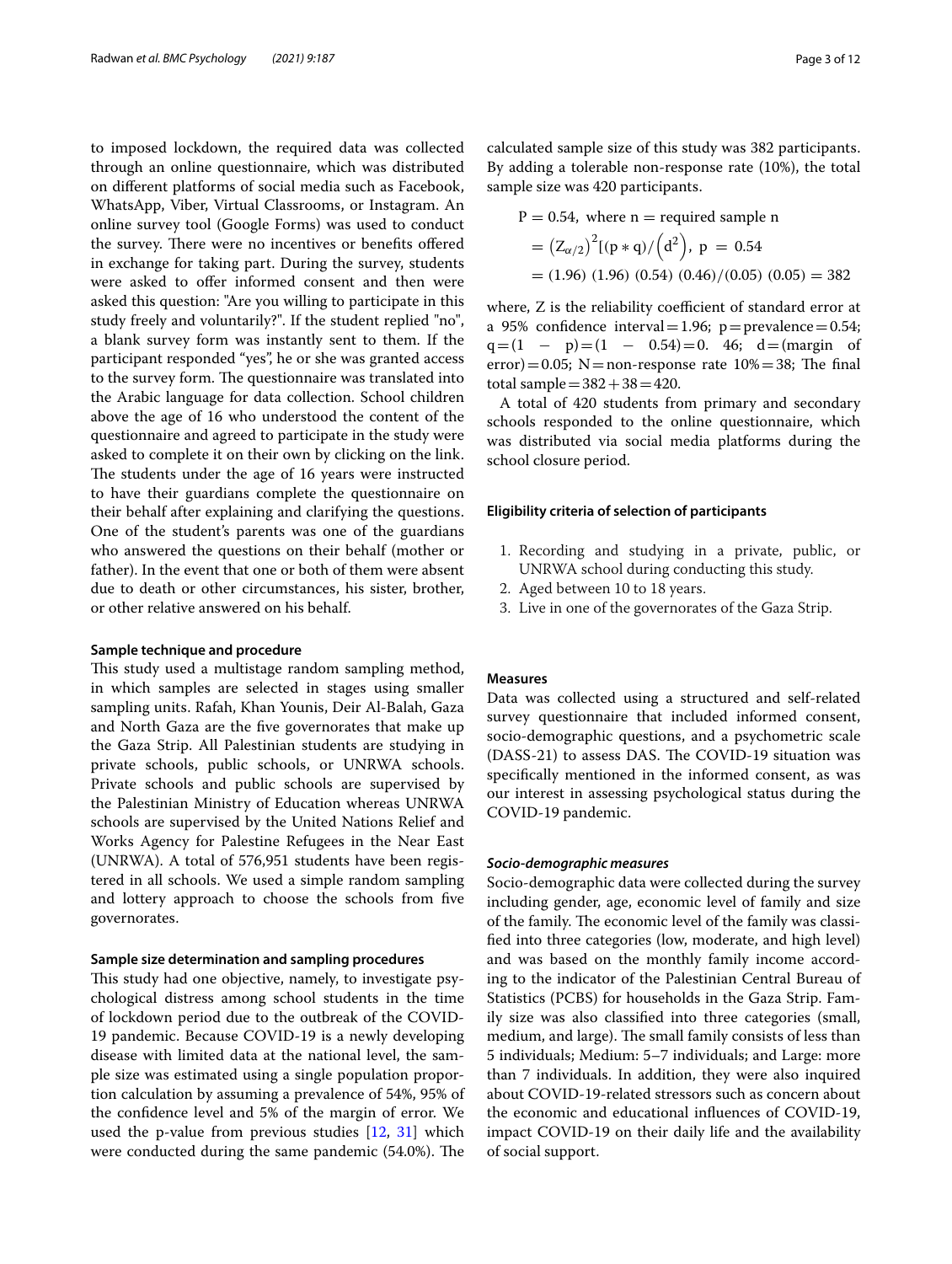to imposed lockdown, the required data was collected through an online questionnaire, which was distributed on different platforms of social media such as Facebook, WhatsApp, Viber, Virtual Classrooms, or Instagram. An online survey tool (Google Forms) was used to conduct the survey. There were no incentives or benefits offered in exchange for taking part. During the survey, students were asked to offer informed consent and then were asked this question: "Are you willing to participate in this study freely and voluntarily?". If the student replied "no", a blank survey form was instantly sent to them. If the participant responded "yes", he or she was granted access to the survey form. The questionnaire was translated into the Arabic language for data collection. School children above the age of 16 who understood the content of the questionnaire and agreed to participate in the study were asked to complete it on their own by clicking on the link. The students under the age of 16 years were instructed to have their guardians complete the questionnaire on their behalf after explaining and clarifying the questions. One of the student's parents was one of the guardians who answered the questions on their behalf (mother or father). In the event that one or both of them were absent due to death or other circumstances, his sister, brother, or other relative answered on his behalf.

### Sample technique and procedure

This study used a multistage random sampling method, in which samples are selected in stages using smaller sampling units. Rafah, Khan Younis, Deir Al-Balah, Gaza and North Gaza are the five governorates that make up the Gaza Strip. All Palestinian students are studying in private schools, public schools, or UNRWA schools. Private schools and public schools are supervised by the Palestinian Ministry of Education whereas UNRWA schools are supervised by the United Nations Relief and Works Agency for Palestine Refugees in the Near East (UNRWA). A total of 576,951 students have been registered in all schools. We used a simple random sampling and lottery approach to choose the schools from five governorates.

### Sample size determination and sampling procedures

This study had one objective, namely, to investigate psychological distress among school students in the time of lockdown period due to the outbreak of the COVID-19 pandemic. Because COVID-19 is a newly developing disease with limited data at the national level, the sample size was estimated using a single population proportion calculation by assuming a prevalence of 54%, 95% of the confidence level and 5% of the margin of error. We used the p-value from previous studies [12, 31] which were conducted during the same pandemic (54.0%). The calculated sample size of this study was 382 participants. By adding a tolerable non-response rate (10%), the total sample size was 420 participants.

$$
\begin{aligned}
P &= 0.54, \text{ where n} = \text{required sample n} \\
&= \left(Z_{\alpha/2}\right)^2[(p * q)/\left(d^2\right), \ p \ = \ 0.54 \\
&= (1.96)\ (1.96)\ (0.54)\ (0.46)/(0.05)\ (0.05) = 382
\end{aligned}
$$

where, Z is the reliability coefficient of standard error at a 95% confidence interval = 1.96; p = prevalence = 0.54; q = (1 − p) = (1 − 0.54) = 0. 46; d = (margin of error) = 0.05; N = non-response rate 10% = 38; The final total sample = 382 + 38 = 420.

A total of 420 students from primary and secondary schools responded to the online questionnaire, which was distributed via social media platforms during the school closure period.

### Eligibility criteria of selection of participants

1. Recording and studying in a private, public, or UNRWA school during conducting this study.
2. Aged between 10 to 18 years.
3. Live in one of the governorates of the Gaza Strip.

### Measures

Data was collected using a structured and self-related survey questionnaire that included informed consent, socio-demographic questions, and a psychometric scale (DASS-21) to assess DAS. The COVID-19 situation was specifically mentioned in the informed consent, as was our interest in assessing psychological status during the COVID-19 pandemic.

#### *Socio-demographic measures*

Socio-demographic data were collected during the survey including gender, age, economic level of family and size of the family. The economic level of the family was classified into three categories (low, moderate, and high level) and was based on the monthly family income according to the indicator of the Palestinian Central Bureau of Statistics (PCBS) for households in the Gaza Strip. Family size was also classified into three categories (small, medium, and large). The small family consists of less than 5 individuals; Medium: 5–7 individuals; and Large: more than 7 individuals. In addition, they were also inquired about COVID-19-related stressors such as concern about the economic and educational influences of COVID-19, impact COVID-19 on their daily life and the availability of social support.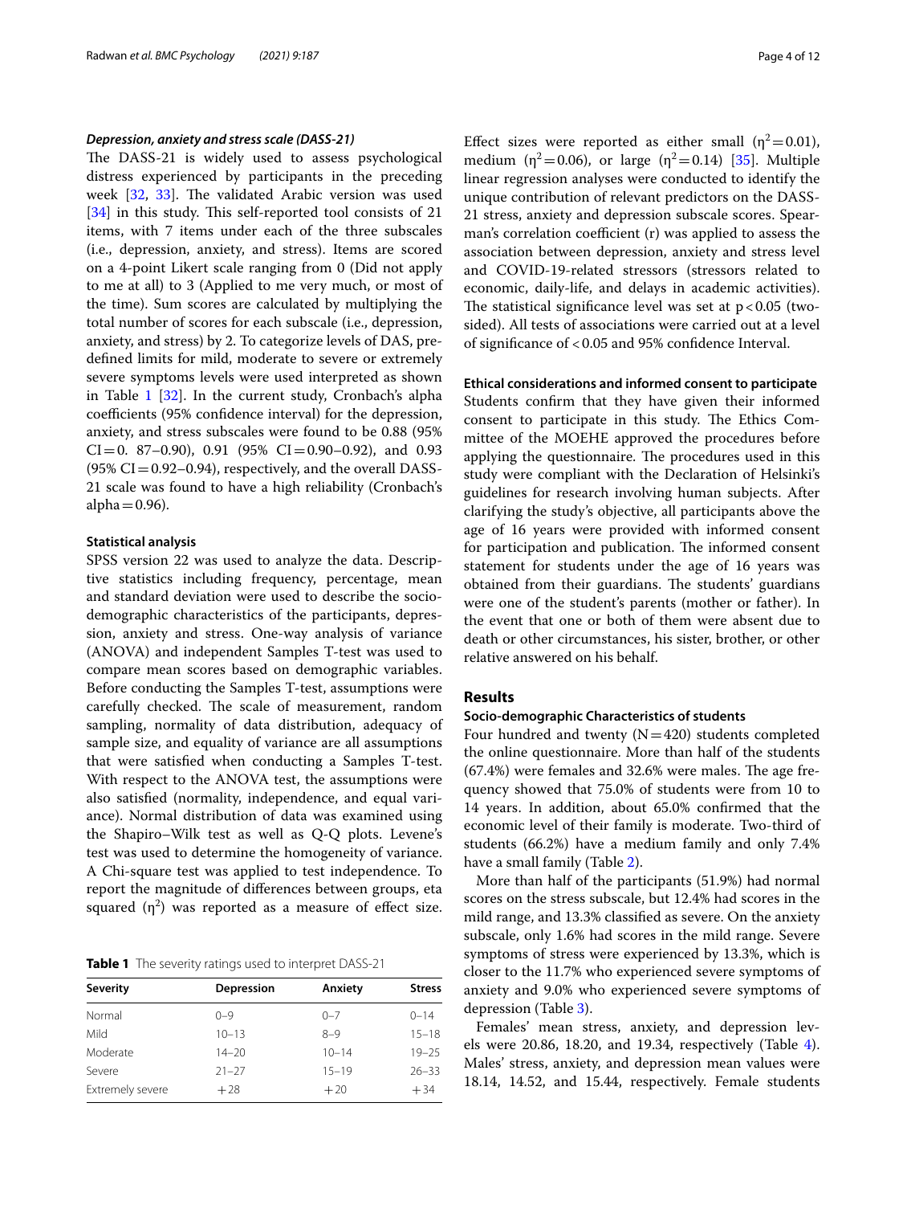### *Depression, anxiety and stress scale (DASS-21)*

The DASS-21 is widely used to assess psychological distress experienced by participants in the preceding week [32, 33]. The validated Arabic version was used [34] in this study. This self-reported tool consists of 21 items, with 7 items under each of the three subscales (i.e., depression, anxiety, and stress). Items are scored on a 4-point Likert scale ranging from 0 (Did not apply to me at all) to 3 (Applied to me very much, or most of the time). Sum scores are calculated by multiplying the total number of scores for each subscale (i.e., depression, anxiety, and stress) by 2. To categorize levels of DAS, predefined limits for mild, moderate to severe or extremely severe symptoms levels were used interpreted as shown in Table 1 [32]. In the current study, Cronbach's alpha coefficients (95% confidence interval) for the depression, anxiety, and stress subscales were found to be 0.88 (95% CI = 0. 87–0.90), 0.91 (95% CI = 0.90–0.92), and 0.93 (95% CI = 0.92–0.94), respectively, and the overall DASS-21 scale was found to have a high reliability (Cronbach's alpha = 0.96).

#### **Statistical analysis**

SPSS version 22 was used to analyze the data. Descriptive statistics including frequency, percentage, mean and standard deviation were used to describe the socio-demographic characteristics of the participants, depression, anxiety and stress. One-way analysis of variance (ANOVA) and independent Samples T-test was used to compare mean scores based on demographic variables. Before conducting the Samples T-test, assumptions were carefully checked. The scale of measurement, random sampling, normality of data distribution, adequacy of sample size, and equality of variance are all assumptions that were satisfied when conducting a Samples T-test. With respect to the ANOVA test, the assumptions were also satisfied (normality, independence, and equal variance). Normal distribution of data was examined using the Shapiro–Wilk test as well as Q-Q plots. Levene's test was used to determine the homogeneity of variance. A Chi-square test was applied to test independence. To report the magnitude of differences between groups, eta squared ($\eta^2$) was reported as a measure of effect size. Effect sizes were reported as either small ($\eta^2 = 0.01$), medium ($\eta^2 = 0.06$), or large ($\eta^2 = 0.14$) [35]. Multiple linear regression analyses were conducted to identify the unique contribution of relevant predictors on the DASS-21 stress, anxiety and depression subscale scores. Spearman's correlation coefficient (r) was applied to assess the association between depression, anxiety and stress level and COVID-19-related stressors (stressors related to economic, daily-life, and delays in academic activities). The statistical significance level was set at $p < 0.05$ (two-sided). All tests of associations were carried out at a level of significance of < 0.05 and 95% confidence Interval.

**Table 1** The severity ratings used to interpret DASS-21

| Severity | Depression | Anxiety | Stress |
|---|---|---|---|
| Normal | 0–9 | 0–7 | 0–14 |
| Mild | 10–13 | 8–9 | 15–18 |
| Moderate | 14–20 | 10–14 | 19–25 |
| Severe | 21–27 | 15–19 | 26–33 |
| Extremely severe | +28 | +20 | +34 |

#### **Ethical considerations and informed consent to participate**

Students confirm that they have given their informed consent to participate in this study. The Ethics Committee of the MOEHE approved the procedures before applying the questionnaire. The procedures used in this study were compliant with the Declaration of Helsinki's guidelines for research involving human subjects. After clarifying the study's objective, all participants above the age of 16 years were provided with informed consent for participation and publication. The informed consent statement for students under the age of 16 years was obtained from their guardians. The students' guardians were one of the student's parents (mother or father). In the event that one or both of them were absent due to death or other circumstances, his sister, brother, or other relative answered on his behalf.

## **Results**

#### **Socio-demographic Characteristics of students**

Four hundred and twenty (N = 420) students completed the online questionnaire. More than half of the students (67.4%) were females and 32.6% were males. The age frequency showed that 75.0% of students were from 10 to 14 years. In addition, about 65.0% confirmed that the economic level of their family is moderate. Two-third of students (66.2%) have a medium family and only 7.4% have a small family (Table 2).

More than half of the participants (51.9%) had normal scores on the stress subscale, but 12.4% had scores in the mild range, and 13.3% classified as severe. On the anxiety subscale, only 1.6% had scores in the mild range. Severe symptoms of stress were experienced by 13.3%, which is closer to the 11.7% who experienced severe symptoms of anxiety and 9.0% who experienced severe symptoms of depression (Table 3).

Females' mean stress, anxiety, and depression levels were 20.86, 18.20, and 19.34, respectively (Table 4). Males' stress, anxiety, and depression mean values were 18.14, 14.52, and 15.44, respectively. Female students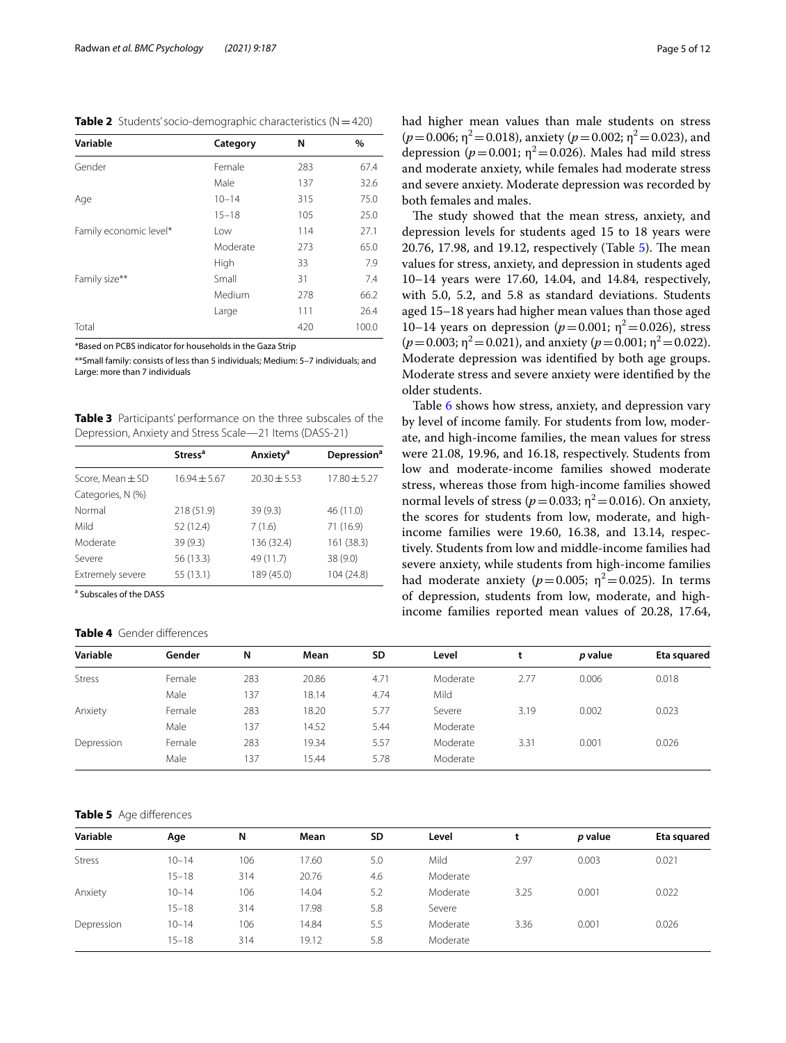**Table 2** Students' socio-demographic characteristics (N = 420)

| Variable | Category | N | % |
|---|---|---|---|
| Gender | Female | 283 | 67.4 |
| | Male | 137 | 32.6 |
| Age | 10–14 | 315 | 75.0 |
| | 15–18 | 105 | 25.0 |
| Family economic level* | Low | 114 | 27.1 |
| | Moderate | 273 | 65.0 |
| | High | 33 | 7.9 |
| Family size** | Small | 31 | 7.4 |
| | Medium | 278 | 66.2 |
| | Large | 111 | 26.4 |
| Total | | 420 | 100.0 |

*Based on PCBS indicator for households in the Gaza Strip

**Small family: consists of less than 5 individuals; Medium: 5–7 individuals; and Large: more than 7 individuals

**Table 3** Participants' performance on the three subscales of the Depression, Anxiety and Stress Scale—21 Items (DASS-21)

| | Stress[a] | Anxiety[a] | Depression[a] |
|---|---|---|---|
| Score, Mean ± SD | 16.94 ± 5.67 | 20.30 ± 5.53 | 17.80 ± 5.27 |
| Categories, N (%) | | | |
| Normal | 218 (51.9) | 39 (9.3) | 46 (11.0) |
| Mild | 52 (12.4) | 7 (1.6) | 71 (16.9) |
| Moderate | 39 (9.3) | 136 (32.4) | 161 (38.3) |
| Severe | 56 (13.3) | 49 (11.7) | 38 (9.0) |
| Extremely severe | 55 (13.1) | 189 (45.0) | 104 (24.8) |

[a] Subscales of the DASS

had higher mean values than male students on stress ($p = 0.006$; $\eta^2 = 0.018$), anxiety ($p = 0.002$; $\eta^2 = 0.023$), and depression ($p = 0.001$; $\eta^2 = 0.026$). Males had mild stress and moderate anxiety, while females had moderate stress and severe anxiety. Moderate depression was recorded by both females and males.

The study showed that the mean stress, anxiety, and depression levels for students aged 15 to 18 years were 20.76, 17.98, and 19.12, respectively (Table 5). The mean values for stress, anxiety, and depression in students aged 10–14 years were 17.60, 14.04, and 14.84, respectively, with 5.0, 5.2, and 5.8 as standard deviations. Students aged 15–18 years had higher mean values than those aged 10–14 years on depression ($p = 0.001$; $\eta^2 = 0.026$), stress ($p = 0.003$; $\eta^2 = 0.021$), and anxiety ($p = 0.001$; $\eta^2 = 0.022$). Moderate depression was identified by both age groups. Moderate stress and severe anxiety were identified by the older students.

Table 6 shows how stress, anxiety, and depression vary by level of income family. For students from low, moderate, and high-income families, the mean values for stress were 21.08, 19.96, and 16.18, respectively. Students from low and moderate-income families showed moderate stress, whereas those from high-income families showed normal levels of stress ($p = 0.033$; $\eta^2 = 0.016$). On anxiety, the scores for students from low, moderate, and high-income families were 19.60, 16.38, and 13.14, respectively. Students from low and middle-income families had severe anxiety, while students from high-income families had moderate anxiety ($p = 0.005$; $\eta^2 = 0.025$). In terms of depression, students from low, moderate, and high-income families reported mean values of 20.28, 17.64,

**Table 4** Gender differences

| Variable | Gender | N | Mean | SD | Level | t | *p* value | Eta squared |
|---|---|---|---|---|---|---|---|---|
| Stress | Female | 283 | 20.86 | 4.71 | Moderate | 2.77 | 0.006 | 0.018 |
| | Male | 137 | 18.14 | 4.74 | Mild | | | |
| Anxiety | Female | 283 | 18.20 | 5.77 | Severe | 3.19 | 0.002 | 0.023 |
| | Male | 137 | 14.52 | 5.44 | Moderate | | | |
| Depression | Female | 283 | 19.34 | 5.57 | Moderate | 3.31 | 0.001 | 0.026 |
| | Male | 137 | 15.44 | 5.78 | Moderate | | | |

**Table 5** Age differences

| Variable | Age | N | Mean | SD | Level | t | *p* value | Eta squared |
|---|---|---|---|---|---|---|---|---|
| Stress | 10–14 | 106 | 17.60 | 5.0 | Mild | 2.97 | 0.003 | 0.021 |
| | 15–18 | 314 | 20.76 | 4.6 | Moderate | | | |
| Anxiety | 10–14 | 106 | 14.04 | 5.2 | Moderate | 3.25 | 0.001 | 0.022 |
| | 15–18 | 314 | 17.98 | 5.8 | Severe | | | |
| Depression | 10–14 | 106 | 14.84 | 5.5 | Moderate | 3.36 | 0.001 | 0.026 |
| | 15–18 | 314 | 19.12 | 5.8 | Moderate | | | |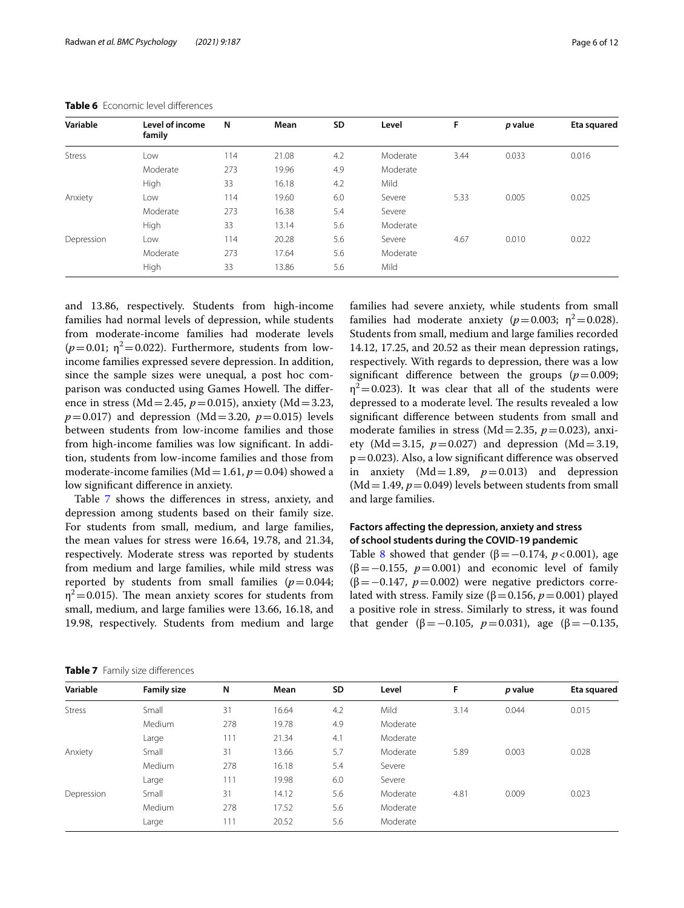**Table 6** Economic level differences

| Variable | Level of income family | N | Mean | SD | Level | F | *p* value | Eta squared |
|---|---|---|---|---|---|---|---|---|
| Stress | Low | 114 | 21.08 | 4.2 | Moderate | 3.44 | 0.033 | 0.016 |
| | Moderate | 273 | 19.96 | 4.9 | Moderate | | | |
| | High | 33 | 16.18 | 4.2 | Mild | | | |
| Anxiety | Low | 114 | 19.60 | 6.0 | Severe | 5.33 | 0.005 | 0.025 |
| | Moderate | 273 | 16.38 | 5.4 | Severe | | | |
| | High | 33 | 13.14 | 5.6 | Moderate | | | |
| Depression | Low | 114 | 20.28 | 5.6 | Severe | 4.67 | 0.010 | 0.022 |
| | Moderate | 273 | 17.64 | 5.6 | Moderate | | | |
| | High | 33 | 13.86 | 5.6 | Mild | | | |

and 13.86, respectively. Students from high-income families had normal levels of depression, while students from moderate-income families had moderate levels ($p=0.01$; $\eta^2=0.022$). Furthermore, students from low-income families expressed severe depression. In addition, since the sample sizes were unequal, a post hoc comparison was conducted using Games Howell. The difference in stress (Md = 2.45, $p=0.015$), anxiety (Md = 3.23, $p=0.017$) and depression (Md = 3.20, $p=0.015$) levels between students from low-income families and those from high-income families was low significant. In addition, students from low-income families and those from moderate-income families (Md = 1.61, $p=0.04$) showed a low significant difference in anxiety.

Table 7 shows the differences in stress, anxiety, and depression among students based on their family size. For students from small, medium, and large families, the mean values for stress were 16.64, 19.78, and 21.34, respectively. Moderate stress was reported by students from medium and large families, while mild stress was reported by students from small families ($p=0.044$; $\eta^2=0.015$). The mean anxiety scores for students from small, medium, and large families were 13.66, 16.18, and 19.98, respectively. Students from medium and large families had severe anxiety, while students from small families had moderate anxiety ($p=0.003$; $\eta^2=0.028$). Students from small, medium and large families recorded 14.12, 17.25, and 20.52 as their mean depression ratings, respectively. With regards to depression, there was a low significant difference between the groups ($p=0.009$; $\eta^2=0.023$). It was clear that all of the students were depressed to a moderate level. The results revealed a low significant difference between students from small and moderate families in stress (Md = 2.35, $p=0.023$), anxiety (Md = 3.15, $p=0.027$) and depression (Md = 3.19, $p=0.023$). Also, a low significant difference was observed in anxiety (Md = 1.89, $p=0.013$) and depression (Md = 1.49, $p=0.049$) levels between students from small and large families.

### Factors affecting the depression, anxiety and stress of school students during the COVID-19 pandemic

Table 8 showed that gender ($\beta=-0.174$, $p<0.001$), age ($\beta=-0.155$, $p=0.001$) and economic level of family ($\beta=-0.147$, $p=0.002$) were negative predictors correlated with stress. Family size ($\beta=0.156$, $p=0.001$) played a positive role in stress. Similarly to stress, it was found that gender ($\beta=-0.105$, $p=0.031$), age ($\beta=-0.135$,

**Table 7** Family size differences

| Variable | Family size | N | Mean | SD | Level | F | *p* value | Eta squared |
|---|---|---|---|---|---|---|---|---|
| Stress | Small | 31 | 16.64 | 4.2 | Mild | 3.14 | 0.044 | 0.015 |
| | Medium | 278 | 19.78 | 4.9 | Moderate | | | |
| | Large | 111 | 21.34 | 4.1 | Moderate | | | |
| Anxiety | Small | 31 | 13.66 | 5.7 | Moderate | 5.89 | 0.003 | 0.028 |
| | Medium | 278 | 16.18 | 5.4 | Severe | | | |
| | Large | 111 | 19.98 | 6.0 | Severe | | | |
| Depression | Small | 31 | 14.12 | 5.6 | Moderate | 4.81 | 0.009 | 0.023 |
| | Medium | 278 | 17.52 | 5.6 | Moderate | | | |
| | Large | 111 | 20.52 | 5.6 | Moderate | | | |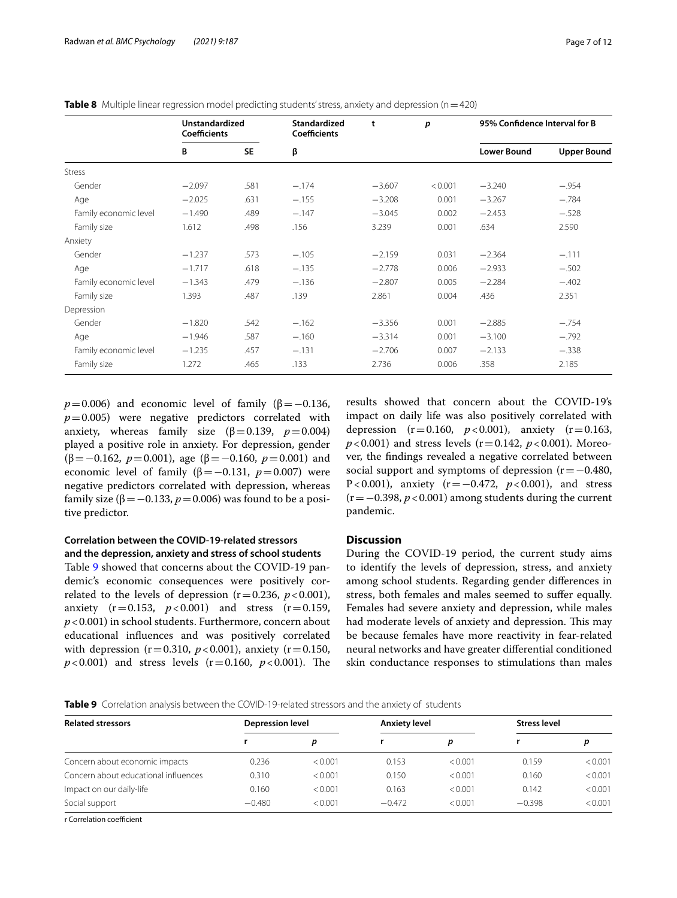**Table 8** Multiple linear regression model predicting students' stress, anxiety and depression (n = 420)

| | Unstandardized Coefficients | | Standardized Coefficients | t | p | 95% Confidence Interval for B | |
|---|---|---|---|---|---|---|---|
| | B | SE | β | | | Lower Bound | Upper Bound |
| Stress | | | | | | | |
| Gender | −2.097 | .581 | −.174 | −3.607 | < 0.001 | −3.240 | −.954 |
| Age | −2.025 | .631 | −.155 | −3.208 | 0.001 | −3.267 | −.784 |
| Family economic level | −1.490 | .489 | −.147 | −3.045 | 0.002 | −2.453 | −.528 |
| Family size | 1.612 | .498 | .156 | 3.239 | 0.001 | .634 | 2.590 |
| Anxiety | | | | | | | |
| Gender | −1.237 | .573 | −.105 | −2.159 | 0.031 | −2.364 | −.111 |
| Age | −1.717 | .618 | −.135 | −2.778 | 0.006 | −2.933 | −.502 |
| Family economic level | −1.343 | .479 | −.136 | −2.807 | 0.005 | −2.284 | −.402 |
| Family size | 1.393 | .487 | .139 | 2.861 | 0.004 | .436 | 2.351 |
| Depression | | | | | | | |
| Gender | −1.820 | .542 | −.162 | −3.356 | 0.001 | −2.885 | −.754 |
| Age | −1.946 | .587 | −.160 | −3.314 | 0.001 | −3.100 | −.792 |
| Family economic level | −1.235 | .457 | −.131 | −2.706 | 0.007 | −2.133 | −.338 |
| Family size | 1.272 | .465 | .133 | 2.736 | 0.006 | .358 | 2.185 |

$p = 0.006$) and economic level of family ($\beta = -0.136$, $p = 0.005$) were negative predictors correlated with anxiety, whereas family size ($\beta = 0.139$, $p = 0.004$) played a positive role in anxiety. For depression, gender ($\beta = -0.162$, $p = 0.001$), age ($\beta = -0.160$, $p = 0.001$) and economic level of family ($\beta = -0.131$, $p = 0.007$) were negative predictors correlated with depression, whereas family size ($\beta = -0.133$, $p = 0.006$) was found to be a positive predictor.

### Correlation between the COVID-19-related stressors and the depression, anxiety and stress of school students

Table 9 showed that concerns about the COVID-19 pandemic's economic consequences were positively correlated to the levels of depression ($r = 0.236$, $p < 0.001$), anxiety ($r = 0.153$, $p < 0.001$) and stress ($r = 0.159$, $p < 0.001$) in school students. Furthermore, concern about educational influences and was positively correlated with depression ($r = 0.310$, $p < 0.001$), anxiety ($r = 0.150$, $p < 0.001$) and stress levels ($r = 0.160$, $p < 0.001$). The results showed that concern about the COVID-19's impact on daily life was also positively correlated with depression ($r = 0.160$, $p < 0.001$), anxiety ($r = 0.163$, $p < 0.001$) and stress levels ($r = 0.142$, $p < 0.001$). Moreover, the findings revealed a negative correlated between social support and symptoms of depression ($r = -0.480$, $P < 0.001$), anxiety ($r = -0.472$, $p < 0.001$), and stress ($r = -0.398$, $p < 0.001$) among students during the current pandemic.

## Discussion

During the COVID-19 period, the current study aims to identify the levels of depression, stress, and anxiety among school students. Regarding gender differences in stress, both females and males seemed to suffer equally. Females had severe anxiety and depression, while males had moderate levels of anxiety and depression. This may be because females have more reactivity in fear-related neural networks and have greater differential conditioned skin conductance responses to stimulations than males

**Table 9** Correlation analysis between the COVID-19-related stressors and the anxiety of students

| Related stressors | Depression level | | Anxiety level | | Stress level | |
|---|---|---|---|---|---|---|
| | r | p | r | p | r | p |
| Concern about economic impacts | 0.236 | < 0.001 | 0.153 | < 0.001 | 0.159 | < 0.001 |
| Concern about educational influences | 0.310 | < 0.001 | 0.150 | < 0.001 | 0.160 | < 0.001 |
| Impact on our daily-life | 0.160 | < 0.001 | 0.163 | < 0.001 | 0.142 | < 0.001 |
| Social support | −0.480 | < 0.001 | −0.472 | < 0.001 | −0.398 | < 0.001 |

r Correlation coefficient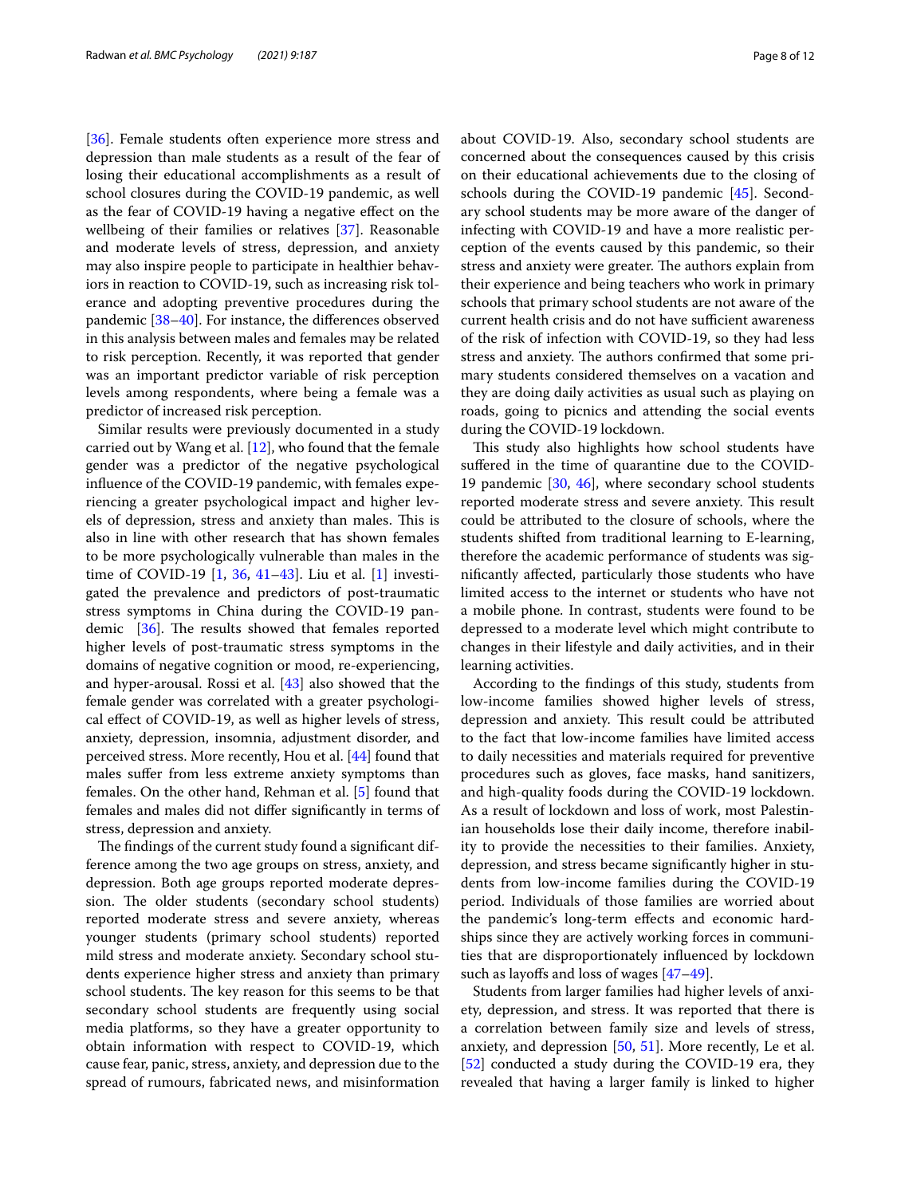[36]. Female students often experience more stress and depression than male students as a result of the fear of losing their educational accomplishments as a result of school closures during the COVID-19 pandemic, as well as the fear of COVID-19 having a negative effect on the wellbeing of their families or relatives [37]. Reasonable and moderate levels of stress, depression, and anxiety may also inspire people to participate in healthier behaviors in reaction to COVID-19, such as increasing risk tolerance and adopting preventive procedures during the pandemic [38–40]. For instance, the differences observed in this analysis between males and females may be related to risk perception. Recently, it was reported that gender was an important predictor variable of risk perception levels among respondents, where being a female was a predictor of increased risk perception.

Similar results were previously documented in a study carried out by Wang et al. [12], who found that the female gender was a predictor of the negative psychological influence of the COVID-19 pandemic, with females experiencing a greater psychological impact and higher levels of depression, stress and anxiety than males. This is also in line with other research that has shown females to be more psychologically vulnerable than males in the time of COVID-19 [1, 36, 41–43]. Liu et al. [1] investigated the prevalence and predictors of post-traumatic stress symptoms in China during the COVID-19 pandemic [36]. The results showed that females reported higher levels of post-traumatic stress symptoms in the domains of negative cognition or mood, re-experiencing, and hyper-arousal. Rossi et al. [43] also showed that the female gender was correlated with a greater psychological effect of COVID-19, as well as higher levels of stress, anxiety, depression, insomnia, adjustment disorder, and perceived stress. More recently, Hou et al. [44] found that males suffer from less extreme anxiety symptoms than females. On the other hand, Rehman et al. [5] found that females and males did not differ significantly in terms of stress, depression and anxiety.

The findings of the current study found a significant difference among the two age groups on stress, anxiety, and depression. Both age groups reported moderate depression. The older students (secondary school students) reported moderate stress and severe anxiety, whereas younger students (primary school students) reported mild stress and moderate anxiety. Secondary school students experience higher stress and anxiety than primary school students. The key reason for this seems to be that secondary school students are frequently using social media platforms, so they have a greater opportunity to obtain information with respect to COVID-19, which cause fear, panic, stress, anxiety, and depression due to the spread of rumours, fabricated news, and misinformation about COVID-19. Also, secondary school students are concerned about the consequences caused by this crisis on their educational achievements due to the closing of schools during the COVID-19 pandemic [45]. Secondary school students may be more aware of the danger of infecting with COVID-19 and have a more realistic perception of the events caused by this pandemic, so their stress and anxiety were greater. The authors explain from their experience and being teachers who work in primary schools that primary school students are not aware of the current health crisis and do not have sufficient awareness of the risk of infection with COVID-19, so they had less stress and anxiety. The authors confirmed that some primary students considered themselves on a vacation and they are doing daily activities as usual such as playing on roads, going to picnics and attending the social events during the COVID-19 lockdown.

This study also highlights how school students have suffered in the time of quarantine due to the COVID-19 pandemic [30, 46], where secondary school students reported moderate stress and severe anxiety. This result could be attributed to the closure of schools, where the students shifted from traditional learning to E-learning, therefore the academic performance of students was significantly affected, particularly those students who have limited access to the internet or students who have not a mobile phone. In contrast, students were found to be depressed to a moderate level which might contribute to changes in their lifestyle and daily activities, and in their learning activities.

According to the findings of this study, students from low-income families showed higher levels of stress, depression and anxiety. This result could be attributed to the fact that low-income families have limited access to daily necessities and materials required for preventive procedures such as gloves, face masks, hand sanitizers, and high-quality foods during the COVID-19 lockdown. As a result of lockdown and loss of work, most Palestinian households lose their daily income, therefore inability to provide the necessities to their families. Anxiety, depression, and stress became significantly higher in students from low-income families during the COVID-19 period. Individuals of those families are worried about the pandemic's long-term effects and economic hardships since they are actively working forces in communities that are disproportionately influenced by lockdown such as layoffs and loss of wages [47–49].

Students from larger families had higher levels of anxiety, depression, and stress. It was reported that there is a correlation between family size and levels of stress, anxiety, and depression [50, 51]. More recently, Le et al. [52] conducted a study during the COVID-19 era, they revealed that having a larger family is linked to higher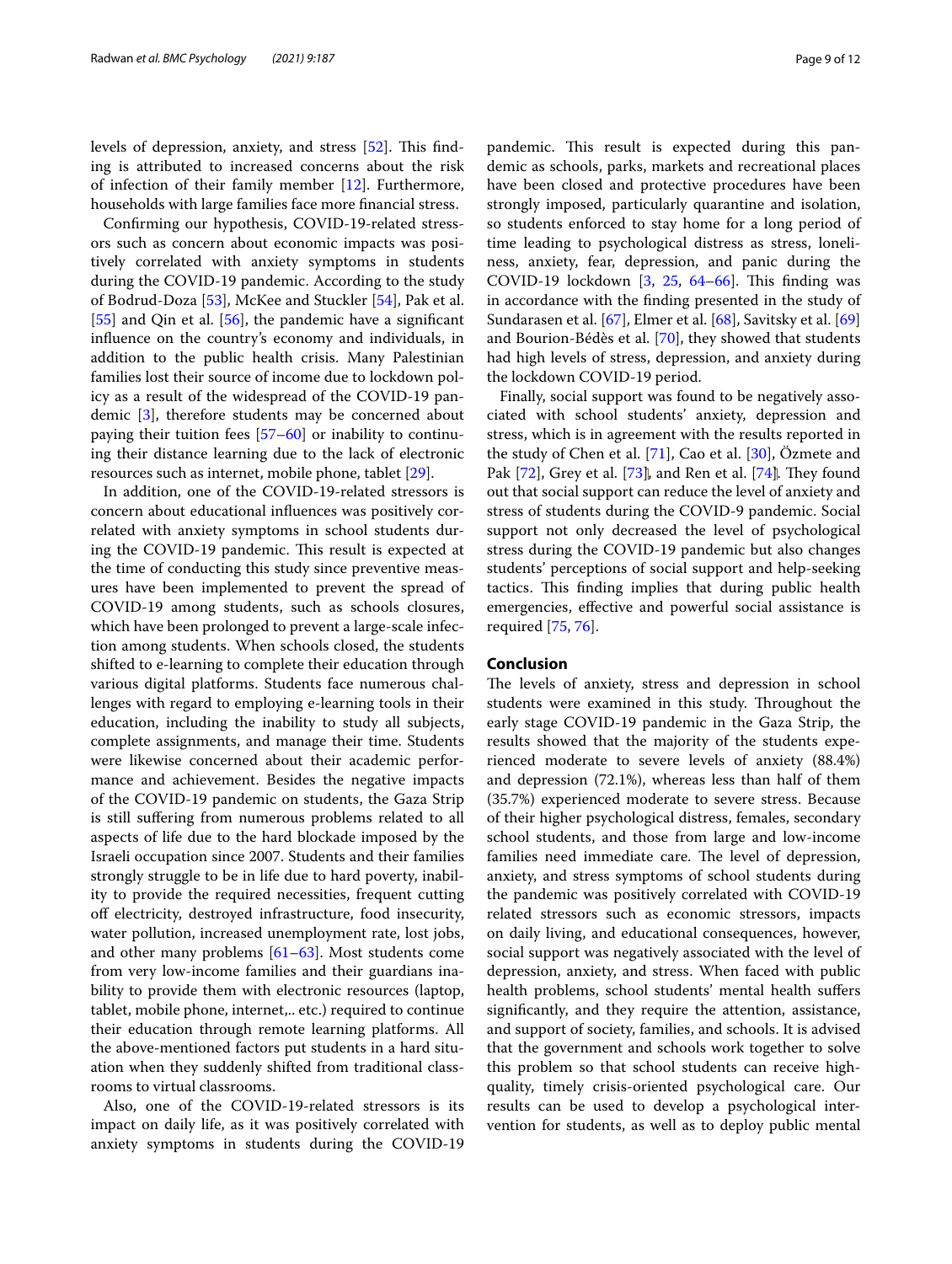levels of depression, anxiety, and stress [52]. This finding is attributed to increased concerns about the risk of infection of their family member [12]. Furthermore, households with large families face more financial stress.

Confirming our hypothesis, COVID-19-related stressors such as concern about economic impacts was positively correlated with anxiety symptoms in students during the COVID-19 pandemic. According to the study of Bodrud-Doza [53], McKee and Stuckler [54], Pak et al. [55] and Qin et al. [56], the pandemic have a significant influence on the country's economy and individuals, in addition to the public health crisis. Many Palestinian families lost their source of income due to lockdown policy as a result of the widespread of the COVID-19 pandemic [3], therefore students may be concerned about paying their tuition fees [57–60] or inability to continuing their distance learning due to the lack of electronic resources such as internet, mobile phone, tablet [29].

In addition, one of the COVID-19-related stressors is concern about educational influences was positively correlated with anxiety symptoms in school students during the COVID-19 pandemic. This result is expected at the time of conducting this study since preventive measures have been implemented to prevent the spread of COVID-19 among students, such as schools closures, which have been prolonged to prevent a large-scale infection among students. When schools closed, the students shifted to e-learning to complete their education through various digital platforms. Students face numerous challenges with regard to employing e-learning tools in their education, including the inability to study all subjects, complete assignments, and manage their time. Students were likewise concerned about their academic performance and achievement. Besides the negative impacts of the COVID-19 pandemic on students, the Gaza Strip is still suffering from numerous problems related to all aspects of life due to the hard blockade imposed by the Israeli occupation since 2007. Students and their families strongly struggle to be in life due to hard poverty, inability to provide the required necessities, frequent cutting off electricity, destroyed infrastructure, food insecurity, water pollution, increased unemployment rate, lost jobs, and other many problems [61–63]. Most students come from very low-income families and their guardians inability to provide them with electronic resources (laptop, tablet, mobile phone, internet,.. etc.) required to continue their education through remote learning platforms. All the above-mentioned factors put students in a hard situation when they suddenly shifted from traditional classrooms to virtual classrooms.

Also, one of the COVID-19-related stressors is its impact on daily life, as it was positively correlated with anxiety symptoms in students during the COVID-19 pandemic. This result is expected during this pandemic as schools, parks, markets and recreational places have been closed and protective procedures have been strongly imposed, particularly quarantine and isolation, so students enforced to stay home for a long period of time leading to psychological distress as stress, loneliness, anxiety, fear, depression, and panic during the COVID-19 lockdown [3, 25, 64–66]. This finding was in accordance with the finding presented in the study of Sundarasen et al. [67], Elmer et al. [68], Savitsky et al. [69] and Bourion-Bédès et al. [70], they showed that students had high levels of stress, depression, and anxiety during the lockdown COVID-19 period.

Finally, social support was found to be negatively associated with school students' anxiety, depression and stress, which is in agreement with the results reported in the study of Chen et al. [71], Cao et al. [30], Özmete and Pak [72], Grey et al. [73], and Ren et al. [74]. They found out that social support can reduce the level of anxiety and stress of students during the COVID-9 pandemic. Social support not only decreased the level of psychological stress during the COVID-19 pandemic but also changes students' perceptions of social support and help-seeking tactics. This finding implies that during public health emergencies, effective and powerful social assistance is required [75, 76].

## Conclusion

The levels of anxiety, stress and depression in school students were examined in this study. Throughout the early stage COVID-19 pandemic in the Gaza Strip, the results showed that the majority of the students experienced moderate to severe levels of anxiety (88.4%) and depression (72.1%), whereas less than half of them (35.7%) experienced moderate to severe stress. Because of their higher psychological distress, females, secondary school students, and those from large and low-income families need immediate care. The level of depression, anxiety, and stress symptoms of school students during the pandemic was positively correlated with COVID-19 related stressors such as economic stressors, impacts on daily living, and educational consequences, however, social support was negatively associated with the level of depression, anxiety, and stress. When faced with public health problems, school students' mental health suffers significantly, and they require the attention, assistance, and support of society, families, and schools. It is advised that the government and schools work together to solve this problem so that school students can receive high-quality, timely crisis-oriented psychological care. Our results can be used to develop a psychological intervention for students, as well as to deploy public mental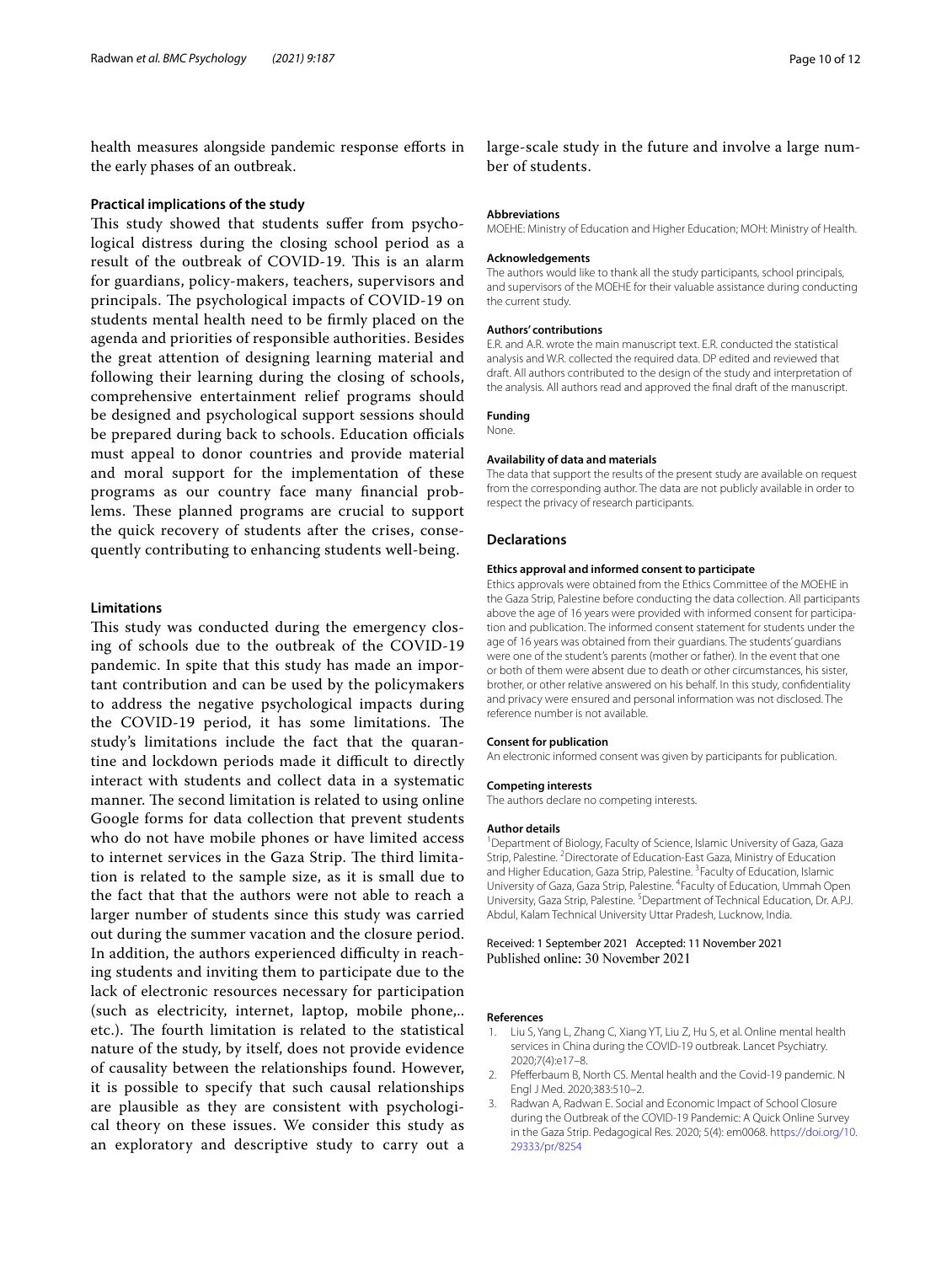health measures alongside pandemic response efforts in the early phases of an outbreak.

### Practical implications of the study

This study showed that students suffer from psychological distress during the closing school period as a result of the outbreak of COVID-19. This is an alarm for guardians, policy-makers, teachers, supervisors and principals. The psychological impacts of COVID-19 on students mental health need to be firmly placed on the agenda and priorities of responsible authorities. Besides the great attention of designing learning material and following their learning during the closing of schools, comprehensive entertainment relief programs should be designed and psychological support sessions should be prepared during back to schools. Education officials must appeal to donor countries and provide material and moral support for the implementation of these programs as our country face many financial problems. These planned programs are crucial to support the quick recovery of students after the crises, consequently contributing to enhancing students well-being.

### Limitations

This study was conducted during the emergency closing of schools due to the outbreak of the COVID-19 pandemic. In spite that this study has made an important contribution and can be used by the policymakers to address the negative psychological impacts during the COVID-19 period, it has some limitations. The study's limitations include the fact that the quarantine and lockdown periods made it difficult to directly interact with students and collect data in a systematic manner. The second limitation is related to using online Google forms for data collection that prevent students who do not have mobile phones or have limited access to internet services in the Gaza Strip. The third limitation is related to the sample size, as it is small due to the fact that that the authors were not able to reach a larger number of students since this study was carried out during the summer vacation and the closure period. In addition, the authors experienced difficulty in reaching students and inviting them to participate due to the lack of electronic resources necessary for participation (such as electricity, internet, laptop, mobile phone,.. etc.). The fourth limitation is related to the statistical nature of the study, by itself, does not provide evidence of causality between the relationships found. However, it is possible to specify that such causal relationships are plausible as they are consistent with psychological theory on these issues. We consider this study as an exploratory and descriptive study to carry out a large-scale study in the future and involve a large number of students.

#### Abbreviations

MOEHE: Ministry of Education and Higher Education; MOH: Ministry of Health.

#### Acknowledgements

The authors would like to thank all the study participants, school principals, and supervisors of the MOEHE for their valuable assistance during conducting the current study.

#### Authors' contributions

E.R. and A.R. wrote the main manuscript text. E.R. conducted the statistical analysis and W.R. collected the required data. DP edited and reviewed that draft. All authors contributed to the design of the study and interpretation of the analysis. All authors read and approved the final draft of the manuscript.

#### Funding

None.

#### Availability of data and materials

The data that support the results of the present study are available on request from the corresponding author. The data are not publicly available in order to respect the privacy of research participants.

## Declarations

#### Ethics approval and informed consent to participate

Ethics approvals were obtained from the Ethics Committee of the MOEHE in the Gaza Strip, Palestine before conducting the data collection. All participants above the age of 16 years were provided with informed consent for participation and publication. The informed consent statement for students under the age of 16 years was obtained from their guardians. The students' guardians were one of the student's parents (mother or father). In the event that one or both of them were absent due to death or other circumstances, his sister, brother, or other relative answered on his behalf. In this study, confidentiality and privacy were ensured and personal information was not disclosed. The reference number is not available.

#### Consent for publication

An electronic informed consent was given by participants for publication.

#### Competing interests

The authors declare no competing interests.

#### Author details

[1]Department of Biology, Faculty of Science, Islamic University of Gaza, Gaza Strip, Palestine. [2]Directorate of Education-East Gaza, Ministry of Education and Higher Education, Gaza Strip, Palestine. [3]Faculty of Education, Islamic University of Gaza, Gaza Strip, Palestine. [4]Faculty of Education, Ummah Open University, Gaza Strip, Palestine. [5]Department of Technical Education, Dr. A.P.J. Abdul, Kalam Technical University Uttar Pradesh, Lucknow, India.

Received: 1 September 2021 Accepted: 11 November 2021
Published online: 30 November 2021

#### References

1. Liu S, Yang L, Zhang C, Xiang YT, Liu Z, Hu S, et al. Online mental health services in China during the COVID-19 outbreak. Lancet Psychiatry. 2020;7(4):e17–8.
2. Pfefferbaum B, North CS. Mental health and the Covid-19 pandemic. N Engl J Med. 2020;383:510–2.
3. Radwan A, Radwan E. Social and Economic Impact of School Closure during the Outbreak of the COVID-19 Pandemic: A Quick Online Survey in the Gaza Strip. Pedagogical Res. 2020; 5(4): em0068. https://doi.org/10.29333/pr/8254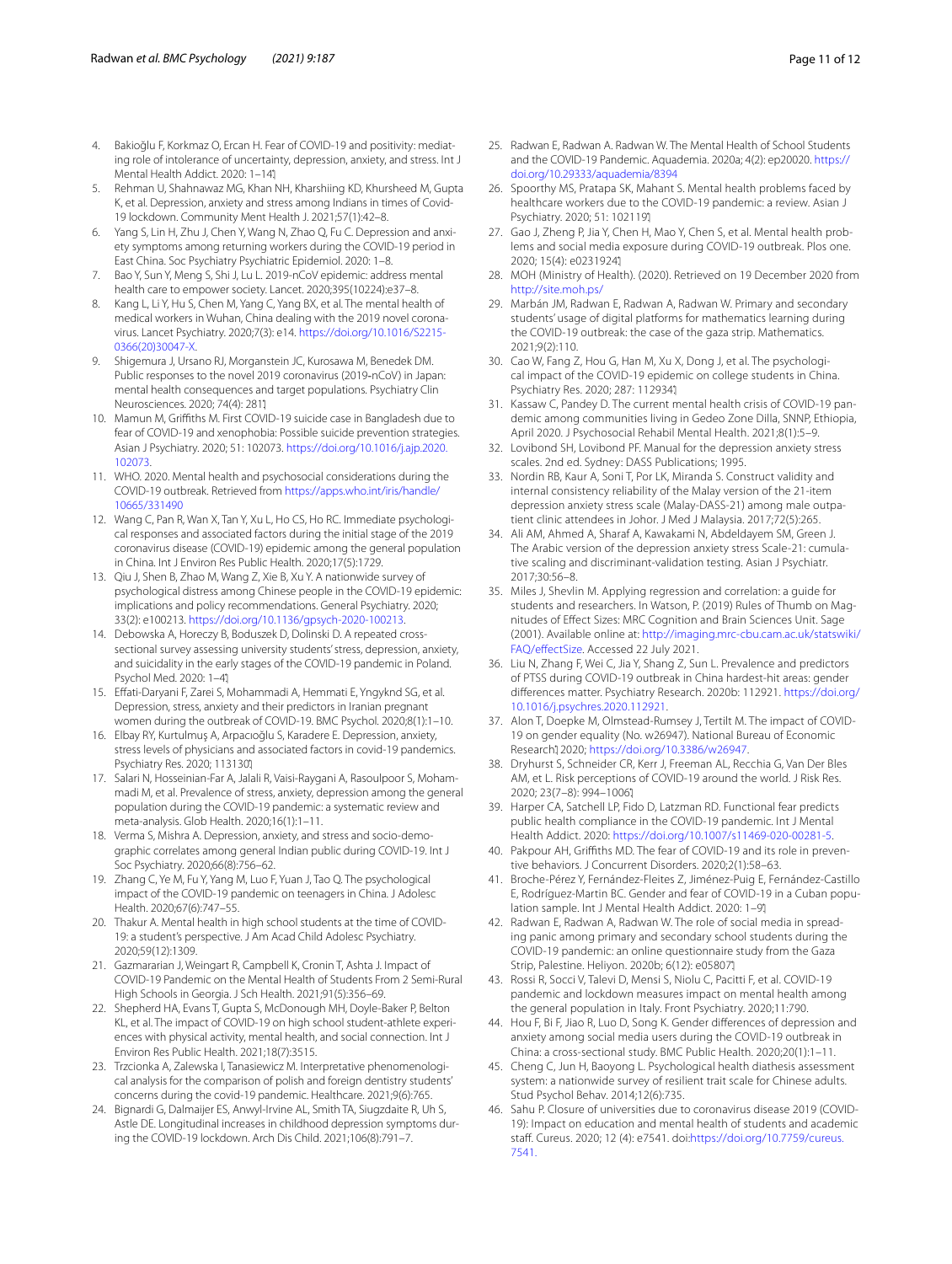4. Bakioğlu F, Korkmaz O, Ercan H. Fear of COVID-19 and positivity: mediating role of intolerance of uncertainty, depression, anxiety, and stress. Int J Mental Health Addict. 2020: 1–14.
5. Rehman U, Shahnawaz MG, Khan NH, Kharshiing KD, Khursheed M, Gupta K, et al. Depression, anxiety and stress among Indians in times of Covid-19 lockdown. Community Ment Health J. 2021;57(1):42–8.
6. Yang S, Lin H, Zhu J, Chen Y, Wang N, Zhao Q, Fu C. Depression and anxiety symptoms among returning workers during the COVID-19 period in East China. Soc Psychiatry Psychiatric Epidemiol. 2020: 1–8.
7. Bao Y, Sun Y, Meng S, Shi J, Lu L. 2019-nCoV epidemic: address mental health care to empower society. Lancet. 2020;395(10224):e37–8.
8. Kang L, Li Y, Hu S, Chen M, Yang C, Yang BX, et al. The mental health of medical workers in Wuhan, China dealing with the 2019 novel coronavirus. Lancet Psychiatry. 2020;7(3): e14. https://doi.org/10.1016/S2215-0366(20)30047-X.
9. Shigemura J, Ursano RJ, Morganstein JC, Kurosawa M, Benedek DM. Public responses to the novel 2019 coronavirus (2019-nCoV) in Japan: mental health consequences and target populations. Psychiatry Clin Neurosciences. 2020; 74(4): 281.
10. Mamun M, Griffiths M. First COVID-19 suicide case in Bangladesh due to fear of COVID-19 and xenophobia: Possible suicide prevention strategies. Asian J Psychiatry. 2020; 51: 102073. https://doi.org/10.1016/j.ajp.2020.102073.
11. WHO. 2020. Mental health and psychosocial considerations during the COVID-19 outbreak. Retrieved from https://apps.who.int/iris/handle/10665/331490
12. Wang C, Pan R, Wan X, Tan Y, Xu L, Ho CS, Ho RC. Immediate psychological responses and associated factors during the initial stage of the 2019 coronavirus disease (COVID-19) epidemic among the general population in China. Int J Environ Res Public Health. 2020;17(5):1729.
13. Qiu J, Shen B, Zhao M, Wang Z, Xie B, Xu Y. A nationwide survey of psychological distress among Chinese people in the COVID-19 epidemic: implications and policy recommendations. General Psychiatry. 2020; 33(2): e100213. https://doi.org/10.1136/gpsych-2020-100213.
14. Debowska A, Horeczy B, Boduszek D, Dolinski D. A repeated cross-sectional survey assessing university students' stress, depression, anxiety, and suicidality in the early stages of the COVID-19 pandemic in Poland. Psychol Med. 2020: 1–4.
15. Effati-Daryani F, Zarei S, Mohammadi A, Hemmati E, Yngyknd SG, et al. Depression, stress, anxiety and their predictors in Iranian pregnant women during the outbreak of COVID-19. BMC Psychol. 2020;8(1):1–10.
16. Elbay RY, Kurtulmuş A, Arpacıoğlu S, Karadere E. Depression, anxiety, stress levels of physicians and associated factors in covid-19 pandemics. Psychiatry Res. 2020; 113130.
17. Salari N, Hosseinian-Far A, Jalali R, Vaisi-Raygani A, Rasoulpoor S, Mohammadi M, et al. Prevalence of stress, anxiety, depression among the general population during the COVID-19 pandemic: a systematic review and meta-analysis. Glob Health. 2020;16(1):1–11.
18. Verma S, Mishra A. Depression, anxiety, and stress and socio-demographic correlates among general Indian public during COVID-19. Int J Soc Psychiatry. 2020;66(8):756–62.
19. Zhang C, Ye M, Fu Y, Yang M, Luo F, Yuan J, Tao Q. The psychological impact of the COVID-19 pandemic on teenagers in China. J Adolesc Health. 2020;67(6):747–55.
20. Thakur A. Mental health in high school students at the time of COVID-19: a student's perspective. J Am Acad Child Adolesc Psychiatry. 2020;59(12):1309.
21. Gazmararian J, Weingart R, Campbell K, Cronin T, Ashta J. Impact of COVID-19 Pandemic on the Mental Health of Students From 2 Semi-Rural High Schools in Georgia. J Sch Health. 2021;91(5):356–69.
22. Shepherd HA, Evans T, Gupta S, McDonough MH, Doyle-Baker P, Belton KL, et al. The impact of COVID-19 on high school student-athlete experiences with physical activity, mental health, and social connection. Int J Environ Res Public Health. 2021;18(7):3515.
23. Trzcionka A, Zalewska I, Tanasiewicz M. Interpretative phenomenological analysis for the comparison of polish and foreign dentistry students' concerns during the covid-19 pandemic. Healthcare. 2021;9(6):765.
24. Bignardi G, Dalmaijer ES, Anwyl-Irvine AL, Smith TA, Siugzdaite R, Uh S, Astle DE. Longitudinal increases in childhood depression symptoms during the COVID-19 lockdown. Arch Dis Child. 2021;106(8):791–7.
25. Radwan E, Radwan A. Radwan W. The Mental Health of School Students and the COVID-19 Pandemic. Aquademia. 2020a; 4(2): ep20020. https://doi.org/10.29333/aquademia/8394
26. Spoorthy MS, Pratapa SK, Mahant S. Mental health problems faced by healthcare workers due to the COVID-19 pandemic: a review. Asian J Psychiatry. 2020; 51: 102119.
27. Gao J, Zheng P, Jia Y, Chen H, Mao Y, Chen S, et al. Mental health problems and social media exposure during COVID-19 outbreak. Plos one. 2020; 15(4): e0231924.
28. MOH (Ministry of Health). (2020). Retrieved on 19 December 2020 from http://site.moh.ps/
29. Marbán JM, Radwan E, Radwan A, Radwan W. Primary and secondary students' usage of digital platforms for mathematics learning during the COVID-19 outbreak: the case of the gaza strip. Mathematics. 2021;9(2):110.
30. Cao W, Fang Z, Hou G, Han M, Xu X, Dong J, et al. The psychological impact of the COVID-19 epidemic on college students in China. Psychiatry Res. 2020; 287: 112934.
31. Kassaw C, Pandey D. The current mental health crisis of COVID-19 pandemic among communities living in Gedeo Zone Dilla, SNNP, Ethiopia, April 2020. J Psychosocial Rehabil Mental Health. 2021;8(1):5–9.
32. Lovibond SH, Lovibond PF. Manual for the depression anxiety stress scales. 2nd ed. Sydney: DASS Publications; 1995.
33. Nordin RB, Kaur A, Soni T, Por LK, Miranda S. Construct validity and internal consistency reliability of the Malay version of the 21-item depression anxiety stress scale (Malay-DASS-21) among male outpatient clinic attendees in Johor. J Med J Malaysia. 2017;72(5):265.
34. Ali AM, Ahmed A, Sharaf A, Kawakami N, Abdeldayem SM, Green J. The Arabic version of the depression anxiety stress Scale-21: cumulative scaling and discriminant-validation testing. Asian J Psychiatr. 2017;30:56–8.
35. Miles J, Shevlin M. Applying regression and correlation: a guide for students and researchers. In Watson, P. (2019) Rules of Thumb on Magnitudes of Effect Sizes: MRC Cognition and Brain Sciences Unit. Sage (2001). Available online at: http://imaging.mrc-cbu.cam.ac.uk/statswiki/FAQ/effectSize. Accessed 22 July 2021.
36. Liu N, Zhang F, Wei C, Jia Y, Shang Z, Sun L. Prevalence and predictors of PTSS during COVID-19 outbreak in China hardest-hit areas: gender differences matter. Psychiatry Research. 2020b: 112921. https://doi.org/10.1016/j.psychres.2020.112921.
37. Alon T, Doepke M, Olmstead-Rumsey J, Tertilt M. The impact of COVID-19 on gender equality (No. w26947). National Bureau of Economic Research. 2020; https://doi.org/10.3386/w26947.
38. Dryhurst S, Schneider CR, Kerr J, Freeman AL, Recchia G, Van Der Bles AM, et L. Risk perceptions of COVID-19 around the world. J Risk Res. 2020; 23(7–8): 994–1006.
39. Harper CA, Satchell LP, Fido D, Latzman RD. Functional fear predicts public health compliance in the COVID-19 pandemic. Int J Mental Health Addict. 2020: https://doi.org/10.1007/s11469-020-00281-5.
40. Pakpour AH, Griffiths MD. The fear of COVID-19 and its role in preventive behaviors. J Concurrent Disorders. 2020;2(1):58–63.
41. Broche-Pérez Y, Fernández-Fleites Z, Jiménez-Puig E, Fernández-Castillo E, Rodríguez-Martin BC. Gender and fear of COVID-19 in a Cuban population sample. Int J Mental Health Addict. 2020: 1–9.
42. Radwan E, Radwan A, Radwan W. The role of social media in spreading panic among primary and secondary school students during the COVID-19 pandemic: an online questionnaire study from the Gaza Strip, Palestine. Heliyon. 2020b; 6(12): e05807.
43. Rossi R, Socci V, Talevi D, Mensi S, Niolu C, Pacitti F, et al. COVID-19 pandemic and lockdown measures impact on mental health among the general population in Italy. Front Psychiatry. 2020;11:790.
44. Hou F, Bi F, Jiao R, Luo D, Song K. Gender differences of depression and anxiety among social media users during the COVID-19 outbreak in China: a cross-sectional study. BMC Public Health. 2020;20(1):1–11.
45. Cheng C, Jun H, Baoyong L. Psychological health diathesis assessment system: a nationwide survey of resilient trait scale for Chinese adults. Stud Psychol Behav. 2014;12(6):735.
46. Sahu P. Closure of universities due to coronavirus disease 2019 (COVID-19): Impact on education and mental health of students and academic staff. Cureus. 2020; 12 (4): e7541. doi:https://doi.org/10.7759/cureus.7541.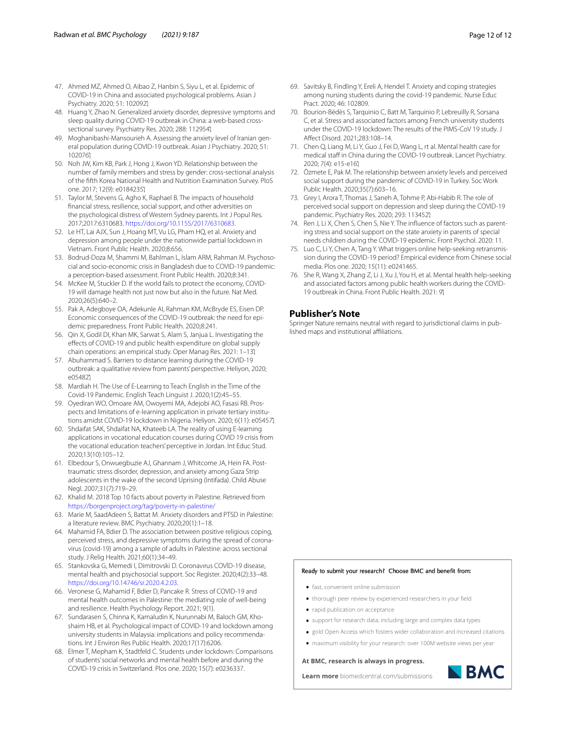47. Ahmed MZ, Ahmed O, Aibao Z, Hanbin S, Siyu L, et al. Epidemic of COVID-19 in China and associated psychological problems. Asian J Psychiatry. 2020; 51: 102092.
48. Huang Y, Zhao N. Generalized anxiety disorder, depressive symptoms and sleep quality during COVID-19 outbreak in China: a web-based cross-sectional survey. Psychiatry Res. 2020; 288: 112954.
49. Moghanibashi-Mansourieh A. Assessing the anxiety level of Iranian general population during COVID-19 outbreak. Asian J Psychiatry. 2020; 51: 102076.
50. Noh JW, Kim KB, Park J, Hong J, Kwon YD. Relationship between the number of family members and stress by gender: cross-sectional analysis of the fifth Korea National Health and Nutrition Examination Survey. PloS one. 2017; 12(9): e0184235.
51. Taylor M, Stevens G, Agho K, Raphael B. The impacts of household financial stress, resilience, social support, and other adversities on the psychological distress of Western Sydney parents. Int J Popul Res. 2017;2017:6310683. https://doi.org/10.1155/2017/6310683.
52. Le HT, Lai AJX, Sun J, Hoang MT, Vu LG, Pham HQ, et al. Anxiety and depression among people under the nationwide partial lockdown in Vietnam. Front Public Health. 2020;8:656.
53. Bodrud-Doza M, Shammi M, Bahlman L, Islam ARM, Rahman M. Psychosocial and socio-economic crisis in Bangladesh due to COVID-19 pandemic: a perception-based assessment. Front Public Health. 2020;8:341.
54. McKee M, Stuckler D. If the world fails to protect the economy, COVID-19 will damage health not just now but also in the future. Nat Med. 2020;26(5):640–2.
55. Pak A, Adegboye OA, Adekunle AI, Rahman KM, McBryde ES, Eisen DP. Economic consequences of the COVID-19 outbreak: the need for epidemic preparedness. Front Public Health. 2020;8:241.
56. Qin X, Godil DI, Khan MK, Sarwat S, Alam S, Janjua L. Investigating the effects of COVID-19 and public health expenditure on global supply chain operations: an empirical study. Oper Manag Res. 2021: 1–13.
57. Abuhammad S. Barriers to distance learning during the COVID-19 outbreak: a qualitative review from parents' perspective. Heliyon, 2020; e05482.
58. Mardiah H. The Use of E-Learning to Teach English in the Time of the Covid-19 Pandemic. English Teach Linguist J. 2020;1(2):45–55.
59. Oyediran WO, Omoare AM, Owoyemi MA, Adejobi AO, Fasasi RB. Prospects and limitations of e-learning application in private tertiary institutions amidst COVID-19 lockdown in Nigeria. Heliyon. 2020; 6(11): e05457.
60. Shdaifat SAK, Shdaifat NA, Khateeb LA. The reality of using E-learning applications in vocational education courses during COVID 19 crisis from the vocational education teachers' perception in Jordan. Int Educ Stud. 2020;13(10):105–12.
61. Elbedour S, Onwuegbuzie AJ, Ghannam J, Whitcome JA, Hein FA. Post-traumatic stress disorder, depression, and anxiety among Gaza Strip adolescents in the wake of the second Uprising (Intifada). Child Abuse Negl. 2007;31(7):719–29.
62. Khalid M. 2018 Top 10 facts about poverty in Palestine. Retrieved from https://borgenproject.org/tag/poverty-in-palestine/
63. Marie M, SaadAdeen S, Battat M. Anxiety disorders and PTSD in Palestine: a literature review. BMC Psychiatry. 2020;20(1):1–18.
64. Mahamid FA, Bdier D. The association between positive religious coping, perceived stress, and depressive symptoms during the spread of coronavirus (covid-19) among a sample of adults in Palestine: across sectional study. J Relig Health. 2021;60(1):34–49.
65. Stankovska G, Memedi I, Dimitrovski D. Coronavirus COVİD-19 disease, mental health and psychosocial support. Soc Register. 2020;4(2):33–48. https://doi.org/10.14746/sr.2020.4.2.03.
66. Veronese G, Mahamid F, Bdier D, Pancake R. Stress of COVID-19 and mental health outcomes in Palestine: the mediating role of well-being and resilience. Health Psychology Report. 2021; 9(1).
67. Sundarasen S, Chinna K, Kamaludin K, Nurunnabi M, Baloch GM, Khoshaim HB, et al. Psychological impact of COVID-19 and lockdown among university students in Malaysia: implications and policy recommendations. Int J Environ Res Public Health. 2020;17(17):6206.
68. Elmer T, Mepham K, Stadtfeld C. Students under lockdown: Comparisons of students' social networks and mental health before and during the COVID-19 crisis in Switzerland. Plos one. 2020; 15(7): e0236337.
69. Savitsky B, Findling Y, Ereli A, Hendel T. Anxiety and coping strategies among nursing students during the covid-19 pandemic. Nurse Educ Pract. 2020; 46: 102809.
70. Bourion-Bédès S, Tarquinio C, Batt M, Tarquinio P, Lebreuilly R, Sorsana C, et al. Stress and associated factors among French university students under the COVID-19 lockdown: The results of the PIMS-CoV 19 study. J Affect Disord. 2021;283:108–14.
71. Chen Q, Liang M, Li Y, Guo J, Fei D, Wang L, rt al. Mental health care for medical staff in China during the COVID-19 outbreak. Lancet Psychiatry. 2020; 7(4): e15-e16.
72. Özmete E, Pak M. The relationship between anxiety levels and perceived social support during the pandemic of COVID-19 in Turkey. Soc Work Public Health. 2020;35(7):603–16.
73. Grey I, Arora T, Thomas J, Saneh A, Tohme P, Abi-Habib R. The role of perceived social support on depression and sleep during the COVID-19 pandemic. Psychiatry Res. 2020; 293: 113452.
74. Ren J, Li X, Chen S, Chen S, Nie Y. The influence of factors such as parenting stress and social support on the state anxiety in parents of special needs children during the COVID-19 epidemic. Front Psychol. 2020: 11.
75. Luo C, Li Y, Chen A, Tang Y. What triggers online help-seeking retransmission during the COVID-19 period? Empirical evidence from Chinese social media. Plos one. 2020; 15(11): e0241465.
76. She R, Wang X, Zhang Z, Li J, Xu J, You H, et al. Mental health help-seeking and associated factors among public health workers during the COVID-19 outbreak in China. Front Public Health. 2021: 9.

## Publisher's Note

Springer Nature remains neutral with regard to jurisdictional claims in published maps and institutional affiliations.

Ready to submit your research? Choose BMC and benefit from:

- fast, convenient online submission
- thorough peer review by experienced researchers in your field
- rapid publication on acceptance
- support for research data, including large and complex data types
- gold Open Access which fosters wider collaboration and increased citations
- maximum visibility for your research: over 100M website views per year

**At BMC, research is always in progress.**

**Learn more** biomedcentral.com/submissions

BMC